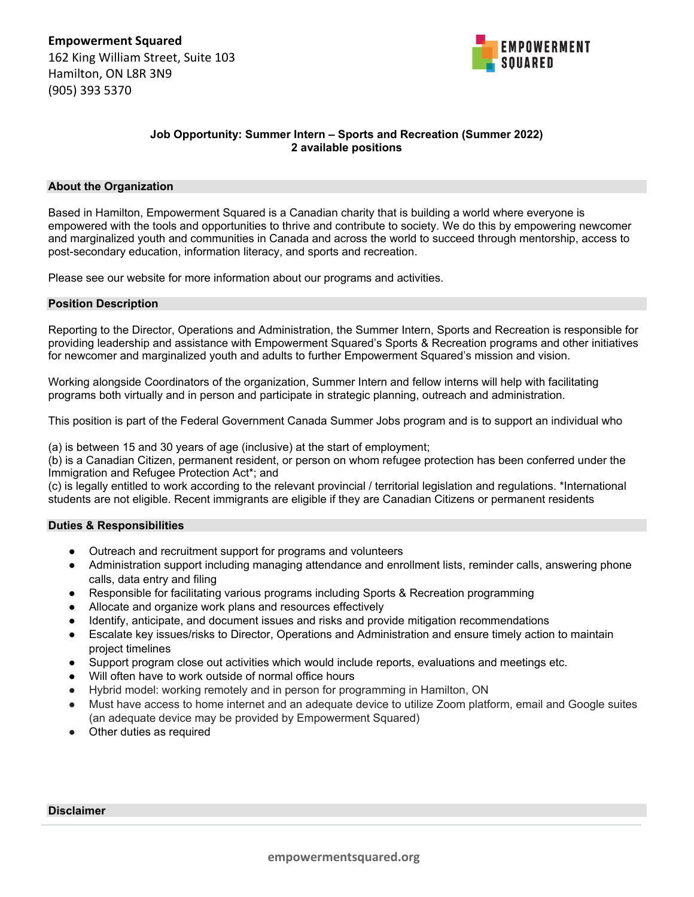**Empowerment Squared**
162 King William Street, Suite 103
Hamilton, ON L8R 3N9
(905) 393 5370

EMPOWERMENT SQUARED

**Job Opportunity: Summer Intern – Sports and Recreation (Summer 2022)**
**2 available positions**

## About the Organization

Based in Hamilton, Empowerment Squared is a Canadian charity that is building a world where everyone is empowered with the tools and opportunities to thrive and contribute to society. We do this by empowering newcomer and marginalized youth and communities in Canada and across the world to succeed through mentorship, access to post-secondary education, information literacy, and sports and recreation.

Please see our website for more information about our programs and activities.

## Position Description

Reporting to the Director, Operations and Administration, the Summer Intern, Sports and Recreation is responsible for providing leadership and assistance with Empowerment Squared's Sports & Recreation programs and other initiatives for newcomer and marginalized youth and adults to further Empowerment Squared's mission and vision.

Working alongside Coordinators of the organization, Summer Intern and fellow interns will help with facilitating programs both virtually and in person and participate in strategic planning, outreach and administration.

This position is part of the Federal Government Canada Summer Jobs program and is to support an individual who

(a) is between 15 and 30 years of age (inclusive) at the start of employment;
(b) is a Canadian Citizen, permanent resident, or person on whom refugee protection has been conferred under the Immigration and Refugee Protection Act*; and
(c) is legally entitled to work according to the relevant provincial / territorial legislation and regulations. *International students are not eligible. Recent immigrants are eligible if they are Canadian Citizens or permanent residents

## Duties & Responsibilities

- Outreach and recruitment support for programs and volunteers
- Administration support including managing attendance and enrollment lists, reminder calls, answering phone calls, data entry and filing
- Responsible for facilitating various programs including Sports & Recreation programming
- Allocate and organize work plans and resources effectively
- Identify, anticipate, and document issues and risks and provide mitigation recommendations
- Escalate key issues/risks to Director, Operations and Administration and ensure timely action to maintain project timelines
- Support program close out activities which would include reports, evaluations and meetings etc.
- Will often have to work outside of normal office hours
- Hybrid model: working remotely and in person for programming in Hamilton, ON
- Must have access to home internet and an adequate device to utilize Zoom platform, email and Google suites (an adequate device may be provided by Empowerment Squared)
- Other duties as required

## Disclaimer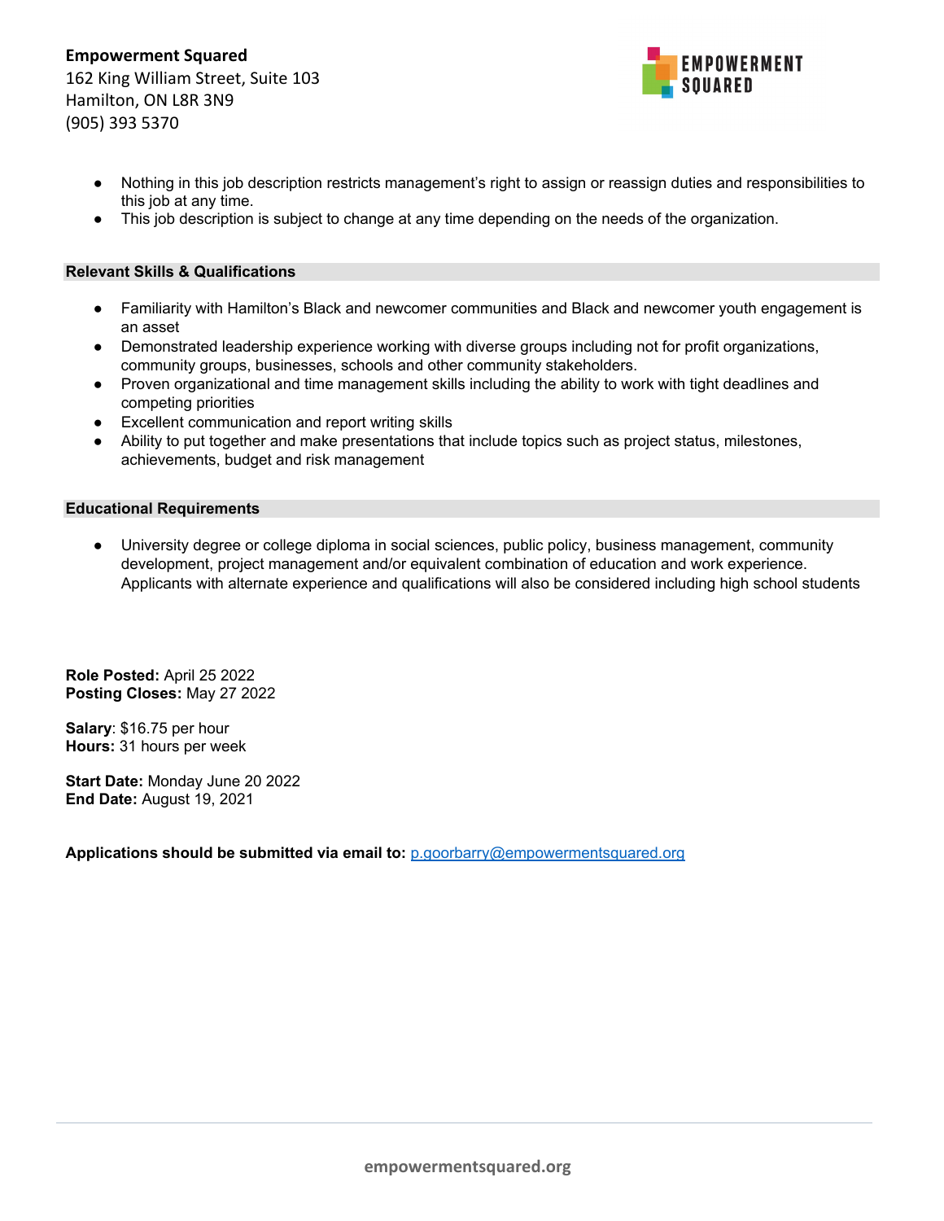- Nothing in this job description restricts management's right to assign or reassign duties and responsibilities to this job at any time.
- This job description is subject to change at any time depending on the needs of the organization.

## Relevant Skills & Qualifications

- Familiarity with Hamilton's Black and newcomer communities and Black and newcomer youth engagement is an asset
- Demonstrated leadership experience working with diverse groups including not for profit organizations, community groups, businesses, schools and other community stakeholders.
- Proven organizational and time management skills including the ability to work with tight deadlines and competing priorities
- Excellent communication and report writing skills
- Ability to put together and make presentations that include topics such as project status, milestones, achievements, budget and risk management

## Educational Requirements

- University degree or college diploma in social sciences, public policy, business management, community development, project management and/or equivalent combination of education and work experience. Applicants with alternate experience and qualifications will also be considered including high school students

**Role Posted:** April 25 2022
**Posting Closes:** May 27 2022

**Salary**: $16.75 per hour
**Hours:** 31 hours per week

**Start Date:** Monday June 20 2022
**End Date:** August 19, 2021

**Applications should be submitted via email to:** p.goorbarry@empowermentsquared.org